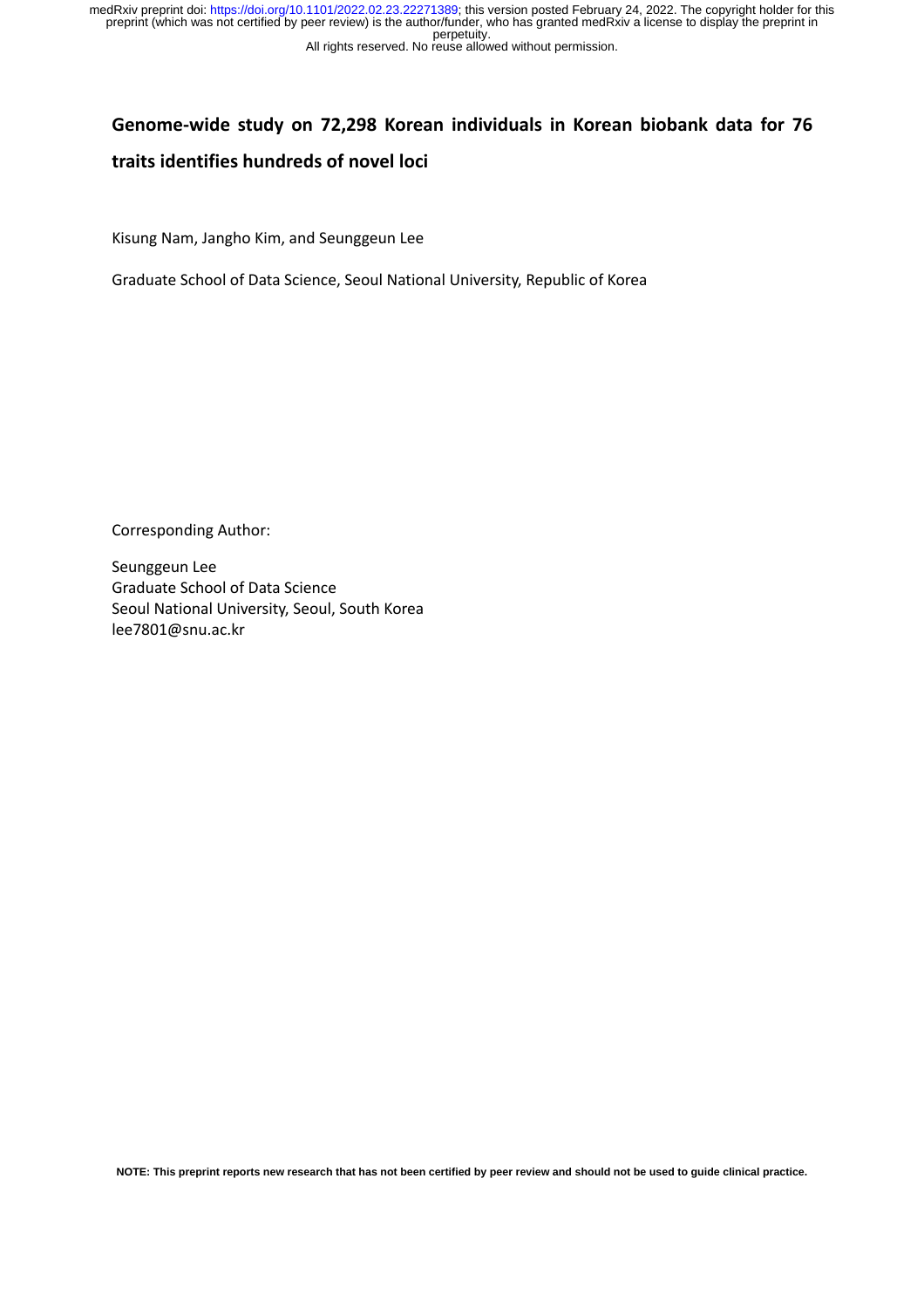# Genome-wide study on 72,298 Korean individuals in Korean biobank data for 76 traits identifies hundreds of novel loci

Kisung Nam, Jangho Kim, and Seunggeun Lee

Graduate School of Data Science, Seoul National University, Republic of Korea

Corresponding Author:

Seunggeun Lee
Graduate School of Data Science
Seoul National University, Seoul, South Korea
lee7801@snu.ac.kr

NOTE: This preprint reports new research that has not been certified by peer review and should not be used to guide clinical practice.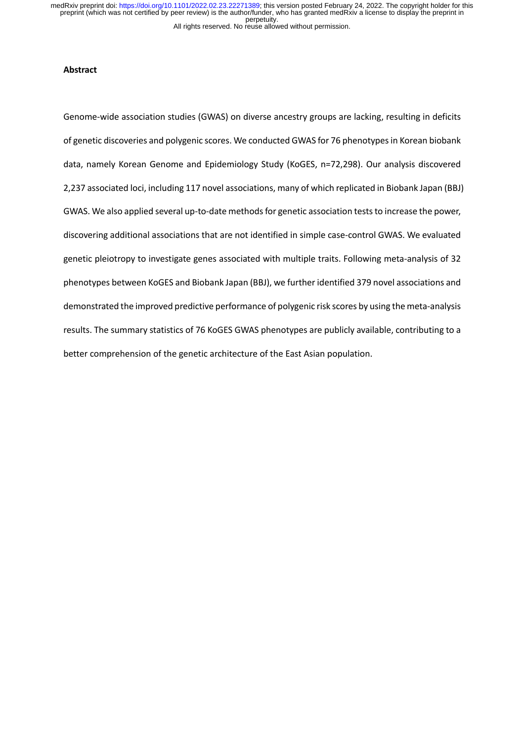**Abstract**

Genome-wide association studies (GWAS) on diverse ancestry groups are lacking, resulting in deficits of genetic discoveries and polygenic scores. We conducted GWAS for 76 phenotypes in Korean biobank data, namely Korean Genome and Epidemiology Study (KoGES, n=72,298). Our analysis discovered 2,237 associated loci, including 117 novel associations, many of which replicated in Biobank Japan (BBJ) GWAS. We also applied several up-to-date methods for genetic association tests to increase the power, discovering additional associations that are not identified in simple case-control GWAS. We evaluated genetic pleiotropy to investigate genes associated with multiple traits. Following meta-analysis of 32 phenotypes between KoGES and Biobank Japan (BBJ), we further identified 379 novel associations and demonstrated the improved predictive performance of polygenic risk scores by using the meta-analysis results. The summary statistics of 76 KoGES GWAS phenotypes are publicly available, contributing to a better comprehension of the genetic architecture of the East Asian population.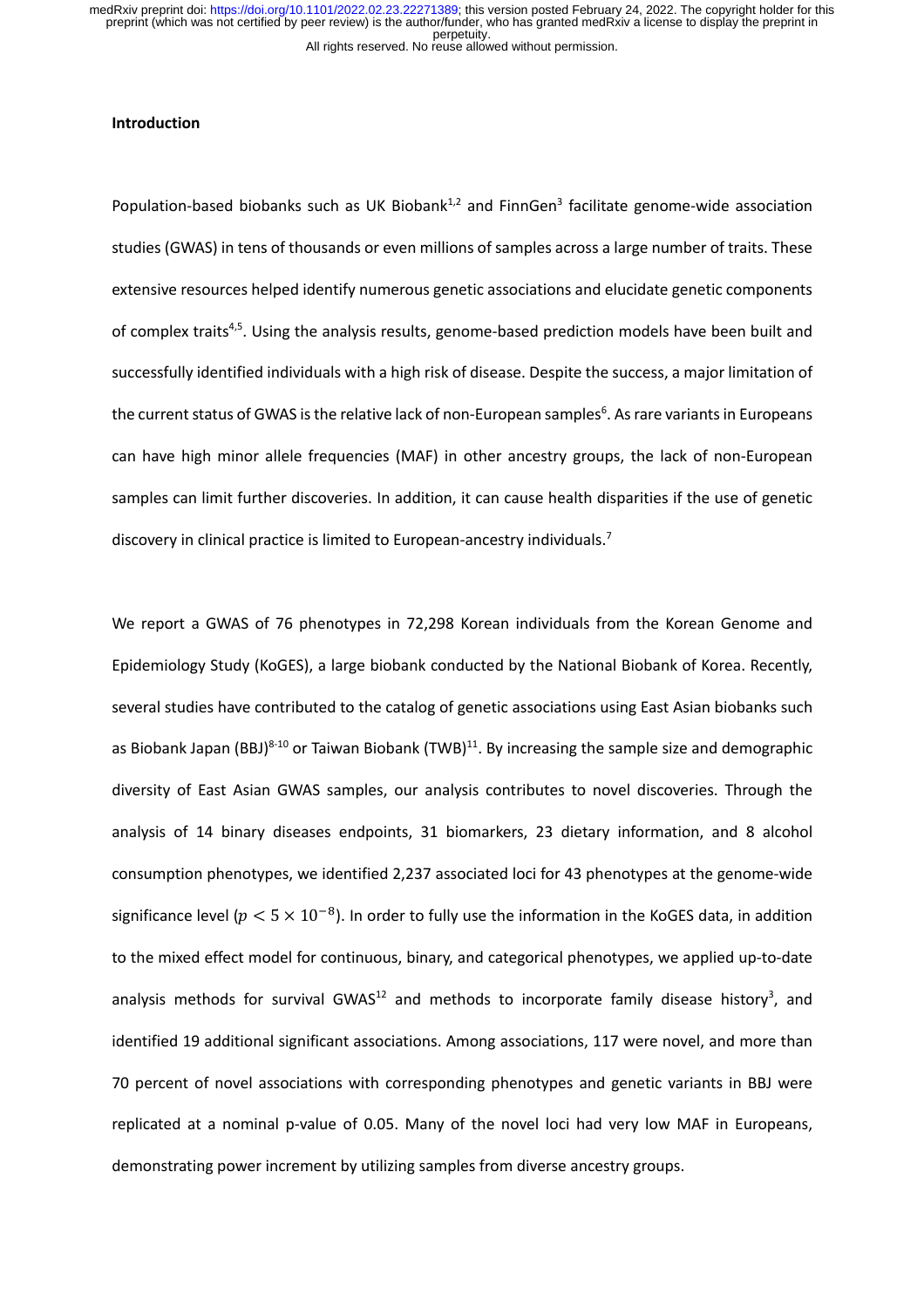**Introduction**

Population-based biobanks such as UK Biobank[1,2] and FinnGen[3] facilitate genome-wide association studies (GWAS) in tens of thousands or even millions of samples across a large number of traits. These extensive resources helped identify numerous genetic associations and elucidate genetic components of complex traits[4,5]. Using the analysis results, genome-based prediction models have been built and successfully identified individuals with a high risk of disease. Despite the success, a major limitation of the current status of GWAS is the relative lack of non-European samples[6]. As rare variants in Europeans can have high minor allele frequencies (MAF) in other ancestry groups, the lack of non-European samples can limit further discoveries. In addition, it can cause health disparities if the use of genetic discovery in clinical practice is limited to European-ancestry individuals.[7]

We report a GWAS of 76 phenotypes in 72,298 Korean individuals from the Korean Genome and Epidemiology Study (KoGES), a large biobank conducted by the National Biobank of Korea. Recently, several studies have contributed to the catalog of genetic associations using East Asian biobanks such as Biobank Japan (BBJ)[8-10] or Taiwan Biobank (TWB)[11]. By increasing the sample size and demographic diversity of East Asian GWAS samples, our analysis contributes to novel discoveries. Through the analysis of 14 binary diseases endpoints, 31 biomarkers, 23 dietary information, and 8 alcohol consumption phenotypes, we identified 2,237 associated loci for 43 phenotypes at the genome-wide significance level ($p < 5 \times 10^{-8}$). In order to fully use the information in the KoGES data, in addition to the mixed effect model for continuous, binary, and categorical phenotypes, we applied up-to-date analysis methods for survival GWAS[12] and methods to incorporate family disease history[3], and identified 19 additional significant associations. Among associations, 117 were novel, and more than 70 percent of novel associations with corresponding phenotypes and genetic variants in BBJ were replicated at a nominal p-value of 0.05. Many of the novel loci had very low MAF in Europeans, demonstrating power increment by utilizing samples from diverse ancestry groups.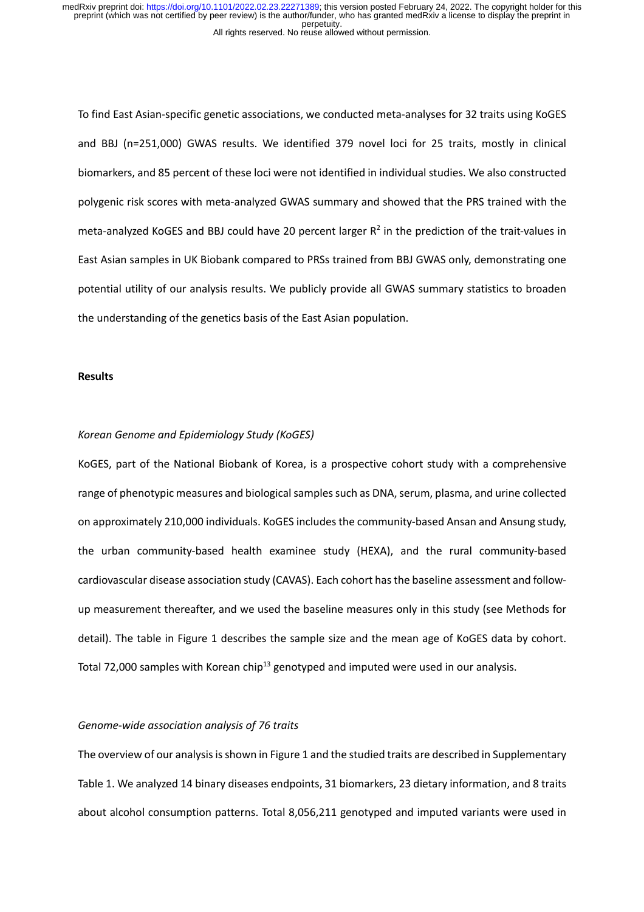To find East Asian-specific genetic associations, we conducted meta-analyses for 32 traits using KoGES and BBJ (n=251,000) GWAS results. We identified 379 novel loci for 25 traits, mostly in clinical biomarkers, and 85 percent of these loci were not identified in individual studies. We also constructed polygenic risk scores with meta-analyzed GWAS summary and showed that the PRS trained with the meta-analyzed KoGES and BBJ could have 20 percent larger $R^2$ in the prediction of the trait-values in East Asian samples in UK Biobank compared to PRSs trained from BBJ GWAS only, demonstrating one potential utility of our analysis results. We publicly provide all GWAS summary statistics to broaden the understanding of the genetics basis of the East Asian population.

## Results

### *Korean Genome and Epidemiology Study (KoGES)*

KoGES, part of the National Biobank of Korea, is a prospective cohort study with a comprehensive range of phenotypic measures and biological samples such as DNA, serum, plasma, and urine collected on approximately 210,000 individuals. KoGES includes the community-based Ansan and Ansung study, the urban community-based health examinee study (HEXA), and the rural community-based cardiovascular disease association study (CAVAS). Each cohort has the baseline assessment and follow-up measurement thereafter, and we used the baseline measures only in this study (see Methods for detail). The table in Figure 1 describes the sample size and the mean age of KoGES data by cohort. Total 72,000 samples with Korean chip[13] genotyped and imputed were used in our analysis.

### *Genome-wide association analysis of 76 traits*

The overview of our analysis is shown in Figure 1 and the studied traits are described in Supplementary Table 1. We analyzed 14 binary diseases endpoints, 31 biomarkers, 23 dietary information, and 8 traits about alcohol consumption patterns. Total 8,056,211 genotyped and imputed variants were used in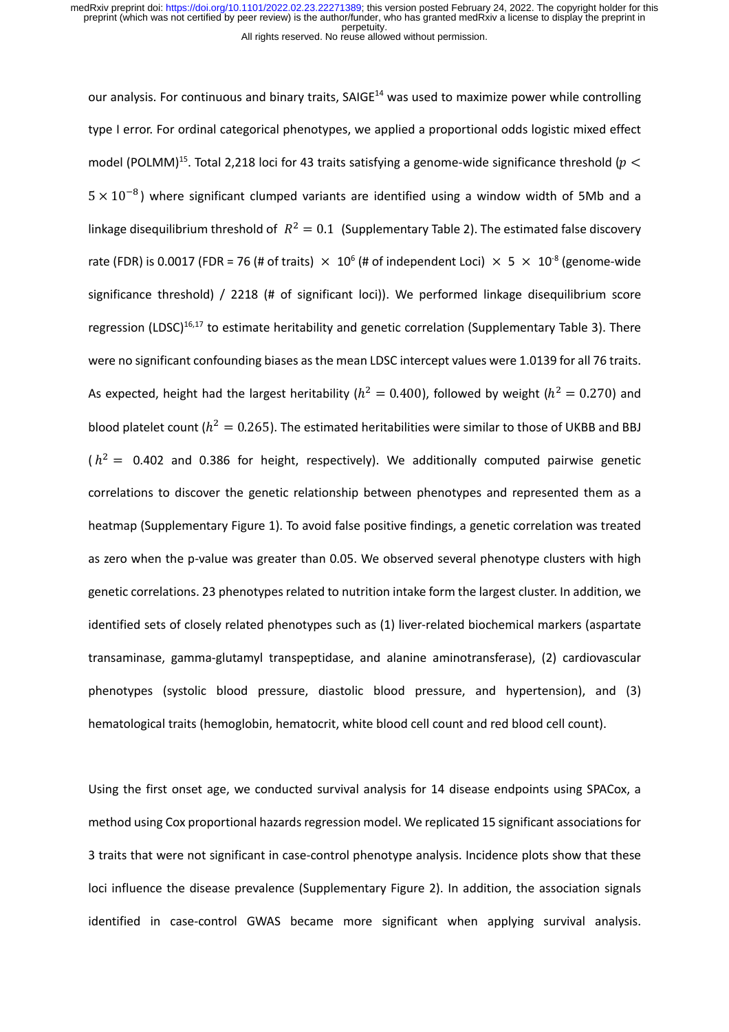our analysis. For continuous and binary traits, SAIGE[14] was used to maximize power while controlling type I error. For ordinal categorical phenotypes, we applied a proportional odds logistic mixed effect model (POLMM)[15]. Total 2,218 loci for 43 traits satisfying a genome-wide significance threshold ($p < 5 \times 10^{-8}$) where significant clumped variants are identified using a window width of 5Mb and a linkage disequilibrium threshold of $R^2 = 0.1$ (Supplementary Table 2). The estimated false discovery rate (FDR) is 0.0017 (FDR = 76 (# of traits) $\times$ $10^6$ (# of independent Loci) $\times$ 5 $\times$ $10^{-8}$ (genome-wide significance threshold) / 2218 (# of significant loci)). We performed linkage disequilibrium score regression (LDSC)[16,17] to estimate heritability and genetic correlation (Supplementary Table 3). There were no significant confounding biases as the mean LDSC intercept values were 1.0139 for all 76 traits. As expected, height had the largest heritability ($h^2 = 0.400$), followed by weight ($h^2 = 0.270$) and blood platelet count ($h^2 = 0.265$). The estimated heritabilities were similar to those of UKBB and BBJ ($h^2 =$ 0.402 and 0.386 for height, respectively). We additionally computed pairwise genetic correlations to discover the genetic relationship between phenotypes and represented them as a heatmap (Supplementary Figure 1). To avoid false positive findings, a genetic correlation was treated as zero when the p-value was greater than 0.05. We observed several phenotype clusters with high genetic correlations. 23 phenotypes related to nutrition intake form the largest cluster. In addition, we identified sets of closely related phenotypes such as (1) liver-related biochemical markers (aspartate transaminase, gamma-glutamyl transpeptidase, and alanine aminotransferase), (2) cardiovascular phenotypes (systolic blood pressure, diastolic blood pressure, and hypertension), and (3) hematological traits (hemoglobin, hematocrit, white blood cell count and red blood cell count).

Using the first onset age, we conducted survival analysis for 14 disease endpoints using SPACox, a method using Cox proportional hazards regression model. We replicated 15 significant associations for 3 traits that were not significant in case-control phenotype analysis. Incidence plots show that these loci influence the disease prevalence (Supplementary Figure 2). In addition, the association signals identified in case-control GWAS became more significant when applying survival analysis.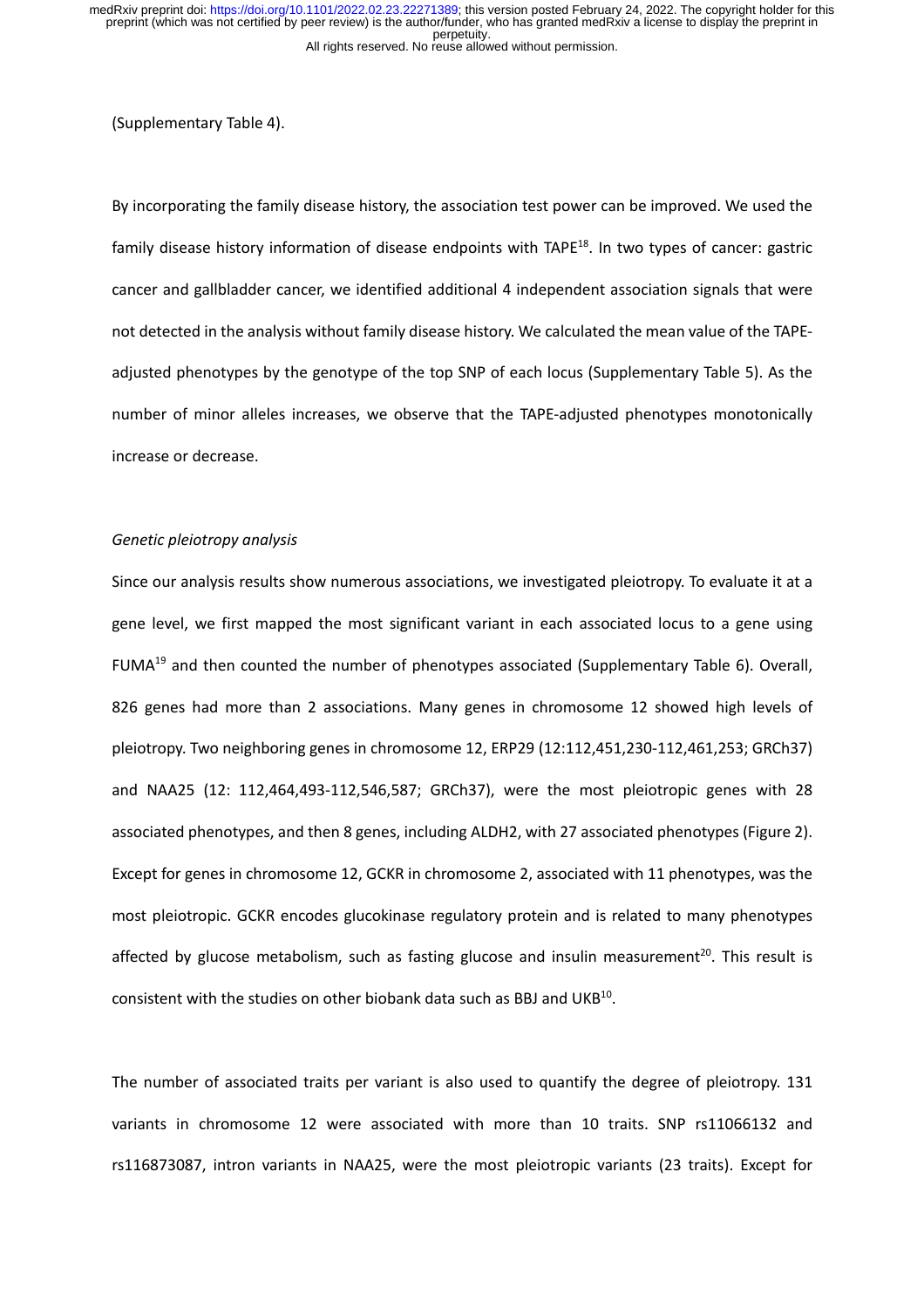(Supplementary Table 4).

By incorporating the family disease history, the association test power can be improved. We used the family disease history information of disease endpoints with TAPE[18]. In two types of cancer: gastric cancer and gallbladder cancer, we identified additional 4 independent association signals that were not detected in the analysis without family disease history. We calculated the mean value of the TAPE-adjusted phenotypes by the genotype of the top SNP of each locus (Supplementary Table 5). As the number of minor alleles increases, we observe that the TAPE-adjusted phenotypes monotonically increase or decrease.

*Genetic pleiotropy analysis*

Since our analysis results show numerous associations, we investigated pleiotropy. To evaluate it at a gene level, we first mapped the most significant variant in each associated locus to a gene using FUMA[19] and then counted the number of phenotypes associated (Supplementary Table 6). Overall, 826 genes had more than 2 associations. Many genes in chromosome 12 showed high levels of pleiotropy. Two neighboring genes in chromosome 12, ERP29 (12:112,451,230-112,461,253; GRCh37) and NAA25 (12: 112,464,493-112,546,587; GRCh37), were the most pleiotropic genes with 28 associated phenotypes, and then 8 genes, including ALDH2, with 27 associated phenotypes (Figure 2). Except for genes in chromosome 12, GCKR in chromosome 2, associated with 11 phenotypes, was the most pleiotropic. GCKR encodes glucokinase regulatory protein and is related to many phenotypes affected by glucose metabolism, such as fasting glucose and insulin measurement[20]. This result is consistent with the studies on other biobank data such as BBJ and UKB[10].

The number of associated traits per variant is also used to quantify the degree of pleiotropy. 131 variants in chromosome 12 were associated with more than 10 traits. SNP rs11066132 and rs116873087, intron variants in NAA25, were the most pleiotropic variants (23 traits). Except for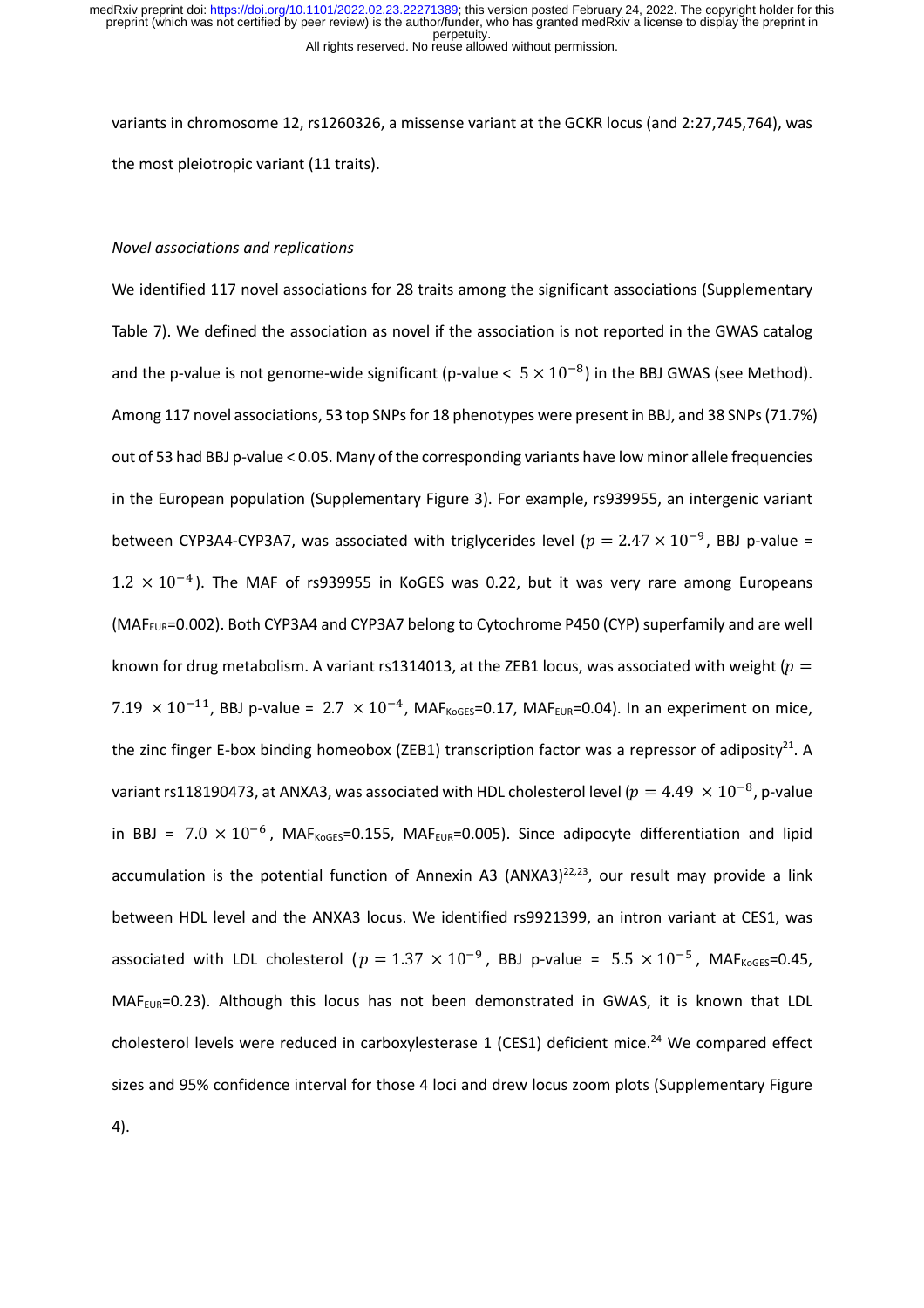variants in chromosome 12, rs1260326, a missense variant at the GCKR locus (and 2:27,745,764), was the most pleiotropic variant (11 traits).

*Novel associations and replications*

We identified 117 novel associations for 28 traits among the significant associations (Supplementary Table 7). We defined the association as novel if the association is not reported in the GWAS catalog and the p-value is not genome-wide significant (p-value < $5 \times 10^{-8}$) in the BBJ GWAS (see Method). Among 117 novel associations, 53 top SNPs for 18 phenotypes were present in BBJ, and 38 SNPs (71.7%) out of 53 had BBJ p-value < 0.05. Many of the corresponding variants have low minor allele frequencies in the European population (Supplementary Figure 3). For example, rs939955, an intergenic variant between CYP3A4-CYP3A7, was associated with triglycerides level ($p = 2.47 \times 10^{-9}$, BBJ p-value = $1.2 \times 10^{-4}$). The MAF of rs939955 in KoGES was 0.22, but it was very rare among Europeans ($MAF_{EUR}$=0.002). Both CYP3A4 and CYP3A7 belong to Cytochrome P450 (CYP) superfamily and are well known for drug metabolism. A variant rs1314013, at the ZEB1 locus, was associated with weight ($p = 7.19 \times 10^{-11}$, BBJ p-value = $2.7 \times 10^{-4}$, $MAF_{KoGES}$=0.17, $MAF_{EUR}$=0.04). In an experiment on mice, the zinc finger E-box binding homeobox (ZEB1) transcription factor was a repressor of adiposity[21]. A variant rs118190473, at ANXA3, was associated with HDL cholesterol level ($p = 4.49 \times 10^{-8}$, p-value in BBJ = $7.0 \times 10^{-6}$, $MAF_{KoGES}$=0.155, $MAF_{EUR}$=0.005). Since adipocyte differentiation and lipid accumulation is the potential function of Annexin A3 (ANXA3)[22,23], our result may provide a link between HDL level and the ANXA3 locus. We identified rs9921399, an intron variant at CES1, was associated with LDL cholesterol ($p = 1.37 \times 10^{-9}$, BBJ p-value = $5.5 \times 10^{-5}$, $MAF_{KoGES}$=0.45, $MAF_{EUR}$=0.23). Although this locus has not been demonstrated in GWAS, it is known that LDL cholesterol levels were reduced in carboxylesterase 1 (CES1) deficient mice.[24] We compared effect sizes and 95% confidence interval for those 4 loci and drew locus zoom plots (Supplementary Figure 4).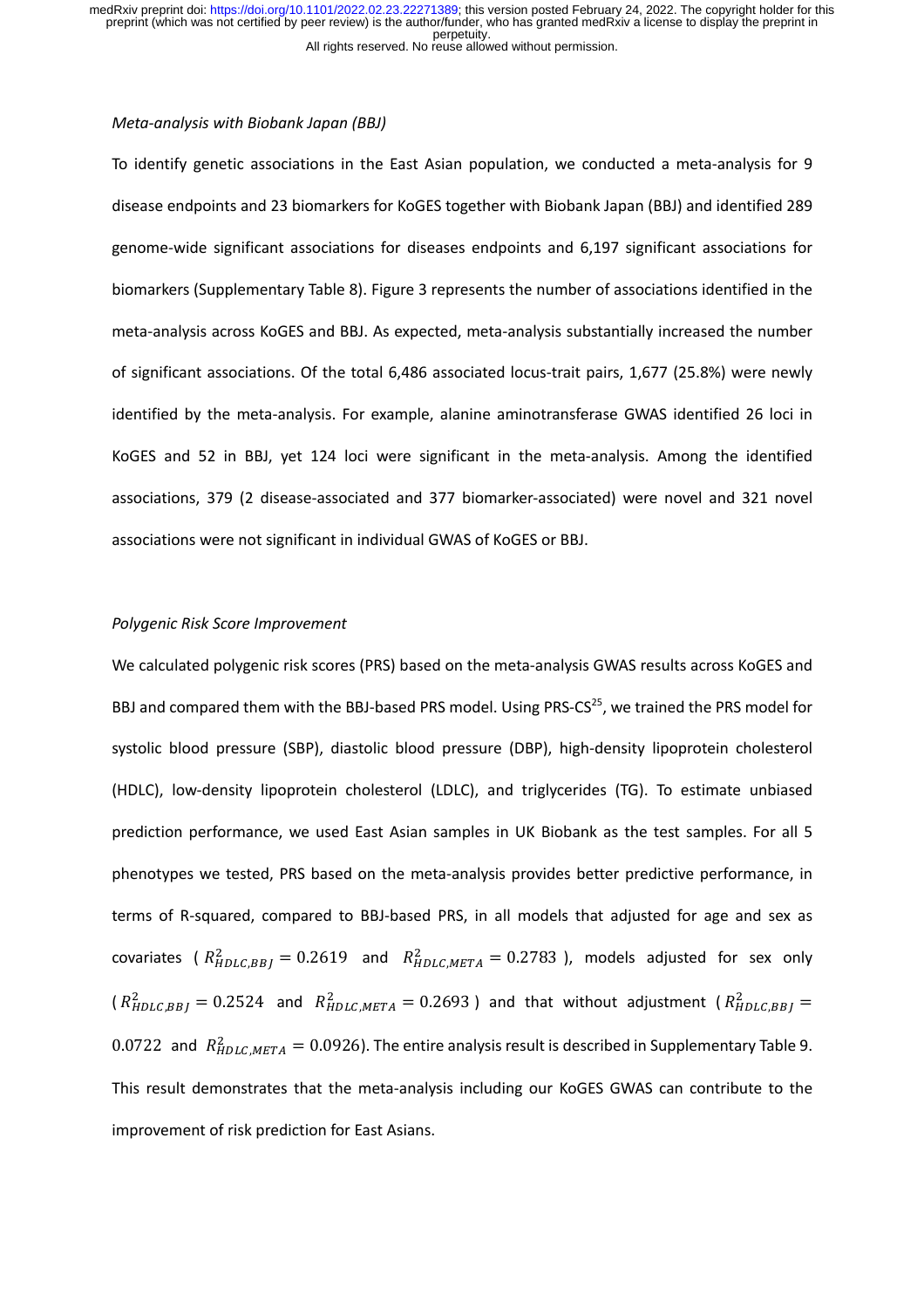*Meta-analysis with Biobank Japan (BBJ)*

To identify genetic associations in the East Asian population, we conducted a meta-analysis for 9 disease endpoints and 23 biomarkers for KoGES together with Biobank Japan (BBJ) and identified 289 genome-wide significant associations for diseases endpoints and 6,197 significant associations for biomarkers (Supplementary Table 8). Figure 3 represents the number of associations identified in the meta-analysis across KoGES and BBJ. As expected, meta-analysis substantially increased the number of significant associations. Of the total 6,486 associated locus-trait pairs, 1,677 (25.8%) were newly identified by the meta-analysis. For example, alanine aminotransferase GWAS identified 26 loci in KoGES and 52 in BBJ, yet 124 loci were significant in the meta-analysis. Among the identified associations, 379 (2 disease-associated and 377 biomarker-associated) were novel and 321 novel associations were not significant in individual GWAS of KoGES or BBJ.

*Polygenic Risk Score Improvement*

We calculated polygenic risk scores (PRS) based on the meta-analysis GWAS results across KoGES and BBJ and compared them with the BBJ-based PRS model. Using PRS-CS[25], we trained the PRS model for systolic blood pressure (SBP), diastolic blood pressure (DBP), high-density lipoprotein cholesterol (HDLC), low-density lipoprotein cholesterol (LDLC), and triglycerides (TG). To estimate unbiased prediction performance, we used East Asian samples in UK Biobank as the test samples. For all 5 phenotypes we tested, PRS based on the meta-analysis provides better predictive performance, in terms of R-squared, compared to BBJ-based PRS, in all models that adjusted for age and sex as covariates ( $R^2_{HDLC,BBJ} = 0.2619$ and $R^2_{HDLC,META} = 0.2783$ ), models adjusted for sex only ( $R^2_{HDLC,BBJ} = 0.2524$ and $R^2_{HDLC,META} = 0.2693$ ) and that without adjustment ( $R^2_{HDLC,BBJ} = 0.0722$ and $R^2_{HDLC,META} = 0.0926$). The entire analysis result is described in Supplementary Table 9. This result demonstrates that the meta-analysis including our KoGES GWAS can contribute to the improvement of risk prediction for East Asians.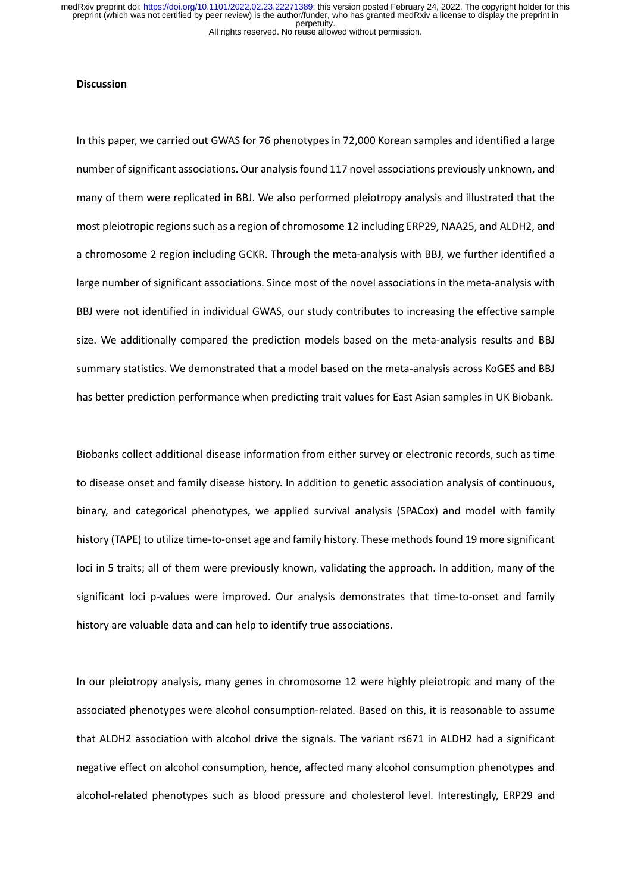**Discussion**

In this paper, we carried out GWAS for 76 phenotypes in 72,000 Korean samples and identified a large number of significant associations. Our analysis found 117 novel associations previously unknown, and many of them were replicated in BBJ. We also performed pleiotropy analysis and illustrated that the most pleiotropic regions such as a region of chromosome 12 including ERP29, NAA25, and ALDH2, and a chromosome 2 region including GCKR. Through the meta-analysis with BBJ, we further identified a large number of significant associations. Since most of the novel associations in the meta-analysis with BBJ were not identified in individual GWAS, our study contributes to increasing the effective sample size. We additionally compared the prediction models based on the meta-analysis results and BBJ summary statistics. We demonstrated that a model based on the meta-analysis across KoGES and BBJ has better prediction performance when predicting trait values for East Asian samples in UK Biobank.

Biobanks collect additional disease information from either survey or electronic records, such as time to disease onset and family disease history. In addition to genetic association analysis of continuous, binary, and categorical phenotypes, we applied survival analysis (SPACox) and model with family history (TAPE) to utilize time-to-onset age and family history. These methods found 19 more significant loci in 5 traits; all of them were previously known, validating the approach. In addition, many of the significant loci p-values were improved. Our analysis demonstrates that time-to-onset and family history are valuable data and can help to identify true associations.

In our pleiotropy analysis, many genes in chromosome 12 were highly pleiotropic and many of the associated phenotypes were alcohol consumption-related. Based on this, it is reasonable to assume that ALDH2 association with alcohol drive the signals. The variant rs671 in ALDH2 had a significant negative effect on alcohol consumption, hence, affected many alcohol consumption phenotypes and alcohol-related phenotypes such as blood pressure and cholesterol level. Interestingly, ERP29 and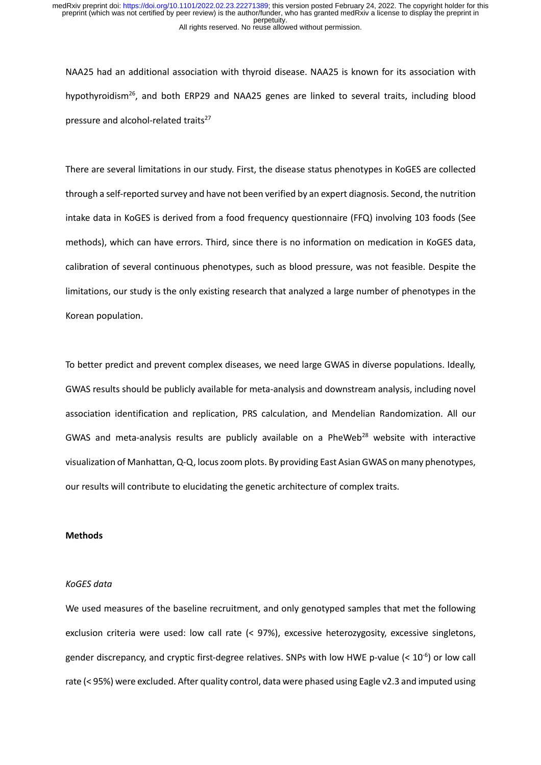NAA25 had an additional association with thyroid disease. NAA25 is known for its association with hypothyroidism[26], and both ERP29 and NAA25 genes are linked to several traits, including blood pressure and alcohol-related traits[27]

There are several limitations in our study. First, the disease status phenotypes in KoGES are collected through a self-reported survey and have not been verified by an expert diagnosis. Second, the nutrition intake data in KoGES is derived from a food frequency questionnaire (FFQ) involving 103 foods (See methods), which can have errors. Third, since there is no information on medication in KoGES data, calibration of several continuous phenotypes, such as blood pressure, was not feasible. Despite the limitations, our study is the only existing research that analyzed a large number of phenotypes in the Korean population.

To better predict and prevent complex diseases, we need large GWAS in diverse populations. Ideally, GWAS results should be publicly available for meta-analysis and downstream analysis, including novel association identification and replication, PRS calculation, and Mendelian Randomization. All our GWAS and meta-analysis results are publicly available on a PheWeb[28] website with interactive visualization of Manhattan, Q-Q, locus zoom plots. By providing East Asian GWAS on many phenotypes, our results will contribute to elucidating the genetic architecture of complex traits.

**Methods**

*KoGES data*

We used measures of the baseline recruitment, and only genotyped samples that met the following exclusion criteria were used: low call rate (< 97%), excessive heterozygosity, excessive singletons, gender discrepancy, and cryptic first-degree relatives. SNPs with low HWE p-value (< $10^{-6}$) or low call rate (< 95%) were excluded. After quality control, data were phased using Eagle v2.3 and imputed using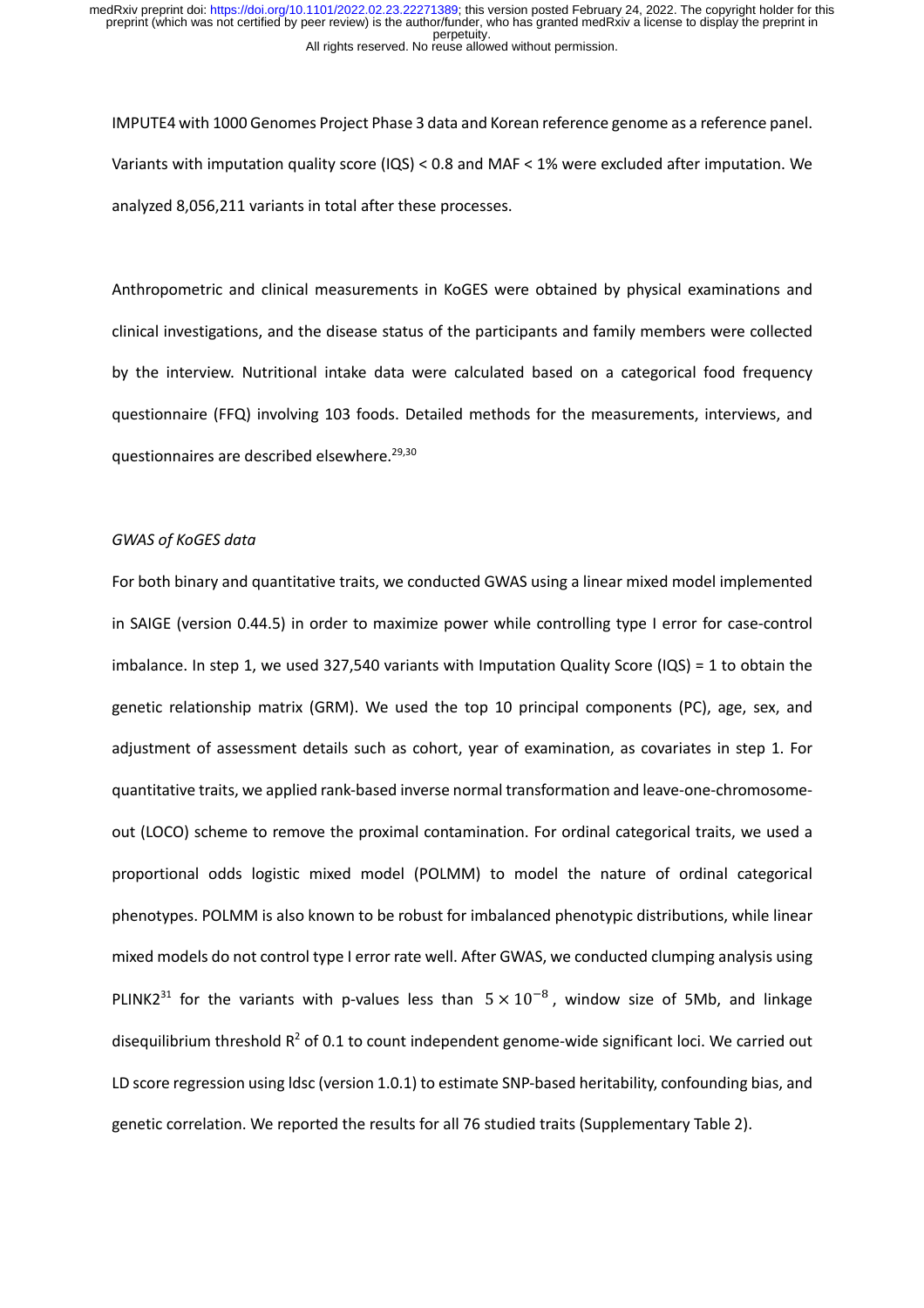IMPUTE4 with 1000 Genomes Project Phase 3 data and Korean reference genome as a reference panel. Variants with imputation quality score (IQS) < 0.8 and MAF < 1% were excluded after imputation. We analyzed 8,056,211 variants in total after these processes.

Anthropometric and clinical measurements in KoGES were obtained by physical examinations and clinical investigations, and the disease status of the participants and family members were collected by the interview. Nutritional intake data were calculated based on a categorical food frequency questionnaire (FFQ) involving 103 foods. Detailed methods for the measurements, interviews, and questionnaires are described elsewhere.[29,30]

*GWAS of KoGES data*

For both binary and quantitative traits, we conducted GWAS using a linear mixed model implemented in SAIGE (version 0.44.5) in order to maximize power while controlling type I error for case-control imbalance. In step 1, we used 327,540 variants with Imputation Quality Score (IQS) = 1 to obtain the genetic relationship matrix (GRM). We used the top 10 principal components (PC), age, sex, and adjustment of assessment details such as cohort, year of examination, as covariates in step 1. For quantitative traits, we applied rank-based inverse normal transformation and leave-one-chromosome-out (LOCO) scheme to remove the proximal contamination. For ordinal categorical traits, we used a proportional odds logistic mixed model (POLMM) to model the nature of ordinal categorical phenotypes. POLMM is also known to be robust for imbalanced phenotypic distributions, while linear mixed models do not control type I error rate well. After GWAS, we conducted clumping analysis using PLINK2[31] for the variants with p-values less than $5 \times 10^{-8}$, window size of 5Mb, and linkage disequilibrium threshold $R^2$ of 0.1 to count independent genome-wide significant loci. We carried out LD score regression using ldsc (version 1.0.1) to estimate SNP-based heritability, confounding bias, and genetic correlation. We reported the results for all 76 studied traits (Supplementary Table 2).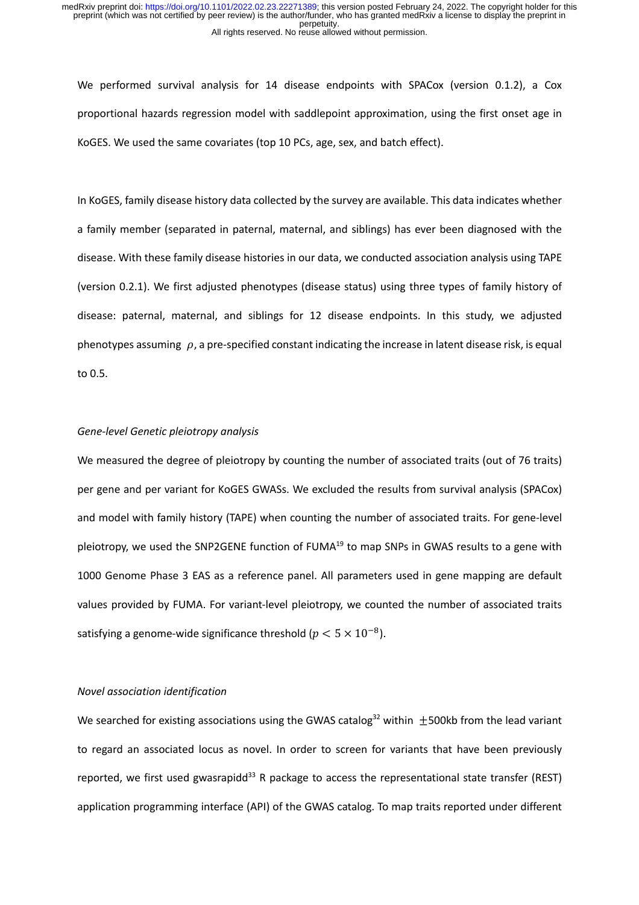We performed survival analysis for 14 disease endpoints with SPACox (version 0.1.2), a Cox proportional hazards regression model with saddlepoint approximation, using the first onset age in KoGES. We used the same covariates (top 10 PCs, age, sex, and batch effect).

In KoGES, family disease history data collected by the survey are available. This data indicates whether a family member (separated in paternal, maternal, and siblings) has ever been diagnosed with the disease. With these family disease histories in our data, we conducted association analysis using TAPE (version 0.2.1). We first adjusted phenotypes (disease status) using three types of family history of disease: paternal, maternal, and siblings for 12 disease endpoints. In this study, we adjusted phenotypes assuming $\rho$, a pre-specified constant indicating the increase in latent disease risk, is equal to 0.5.

*Gene-level Genetic pleiotropy analysis*

We measured the degree of pleiotropy by counting the number of associated traits (out of 76 traits) per gene and per variant for KoGES GWASs. We excluded the results from survival analysis (SPACox) and model with family history (TAPE) when counting the number of associated traits. For gene-level pleiotropy, we used the SNP2GENE function of FUMA[19] to map SNPs in GWAS results to a gene with 1000 Genome Phase 3 EAS as a reference panel. All parameters used in gene mapping are default values provided by FUMA. For variant-level pleiotropy, we counted the number of associated traits satisfying a genome-wide significance threshold ($p < 5 \times 10^{-8}$).

*Novel association identification*

We searched for existing associations using the GWAS catalog[32] within $\pm$500kb from the lead variant to regard an associated locus as novel. In order to screen for variants that have been previously reported, we first used gwasrapidd[33] R package to access the representational state transfer (REST) application programming interface (API) of the GWAS catalog. To map traits reported under different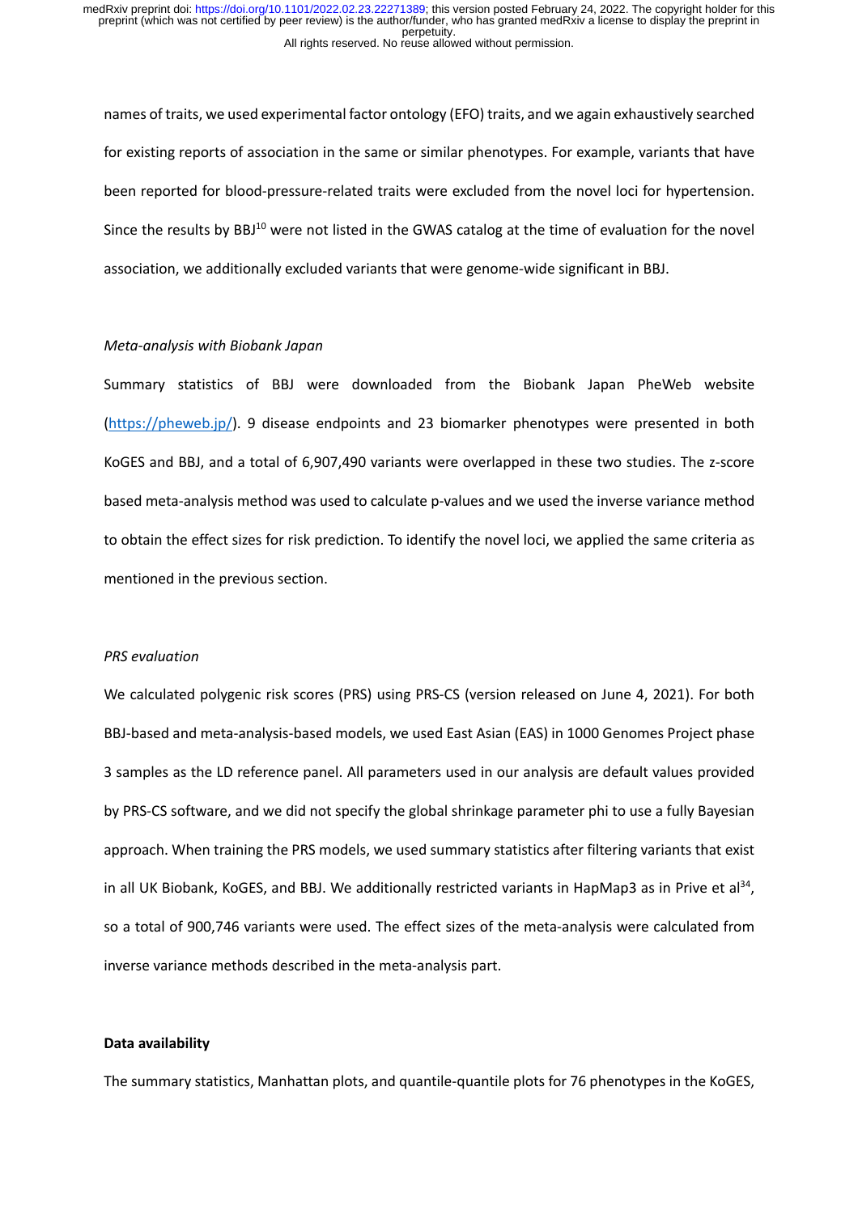names of traits, we used experimental factor ontology (EFO) traits, and we again exhaustively searched for existing reports of association in the same or similar phenotypes. For example, variants that have been reported for blood-pressure-related traits were excluded from the novel loci for hypertension. Since the results by BBJ[10] were not listed in the GWAS catalog at the time of evaluation for the novel association, we additionally excluded variants that were genome-wide significant in BBJ.

*Meta-analysis with Biobank Japan*

Summary statistics of BBJ were downloaded from the Biobank Japan PheWeb website (https://pheweb.jp/). 9 disease endpoints and 23 biomarker phenotypes were presented in both KoGES and BBJ, and a total of 6,907,490 variants were overlapped in these two studies. The z-score based meta-analysis method was used to calculate p-values and we used the inverse variance method to obtain the effect sizes for risk prediction. To identify the novel loci, we applied the same criteria as mentioned in the previous section.

*PRS evaluation*

We calculated polygenic risk scores (PRS) using PRS-CS (version released on June 4, 2021). For both BBJ-based and meta-analysis-based models, we used East Asian (EAS) in 1000 Genomes Project phase 3 samples as the LD reference panel. All parameters used in our analysis are default values provided by PRS-CS software, and we did not specify the global shrinkage parameter phi to use a fully Bayesian approach. When training the PRS models, we used summary statistics after filtering variants that exist in all UK Biobank, KoGES, and BBJ. We additionally restricted variants in HapMap3 as in Prive et al[34], so a total of 900,746 variants were used. The effect sizes of the meta-analysis were calculated from inverse variance methods described in the meta-analysis part.

**Data availability**

The summary statistics, Manhattan plots, and quantile-quantile plots for 76 phenotypes in the KoGES,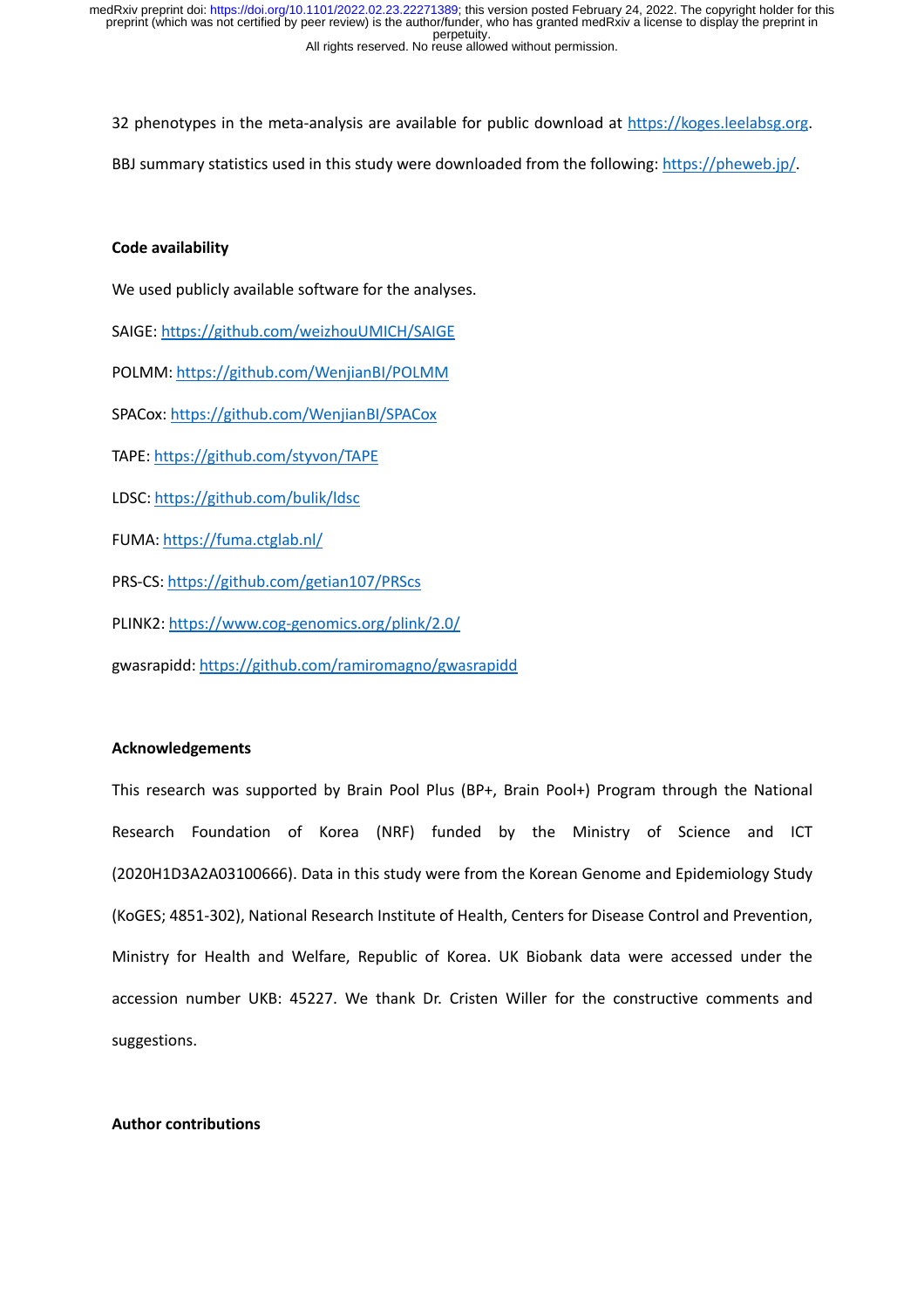32 phenotypes in the meta-analysis are available for public download at https://koges.leelabsg.org.

BBJ summary statistics used in this study were downloaded from the following: https://pheweb.jp/.

**Code availability**

We used publicly available software for the analyses.

SAIGE: https://github.com/weizhouUMICH/SAIGE

POLMM: https://github.com/WenjianBI/POLMM

SPACox: https://github.com/WenjianBI/SPACox

TAPE: https://github.com/styvon/TAPE

LDSC: https://github.com/bulik/ldsc

FUMA: https://fuma.ctglab.nl/

PRS-CS: https://github.com/getian107/PRScs

PLINK2: https://www.cog-genomics.org/plink/2.0/

gwasrapidd: https://github.com/ramiromagno/gwasrapidd

**Acknowledgements**

This research was supported by Brain Pool Plus (BP+, Brain Pool+) Program through the National Research Foundation of Korea (NRF) funded by the Ministry of Science and ICT (2020H1D3A2A03100666). Data in this study were from the Korean Genome and Epidemiology Study (KoGES; 4851-302), National Research Institute of Health, Centers for Disease Control and Prevention, Ministry for Health and Welfare, Republic of Korea. UK Biobank data were accessed under the accession number UKB: 45227. We thank Dr. Cristen Willer for the constructive comments and suggestions.

**Author contributions**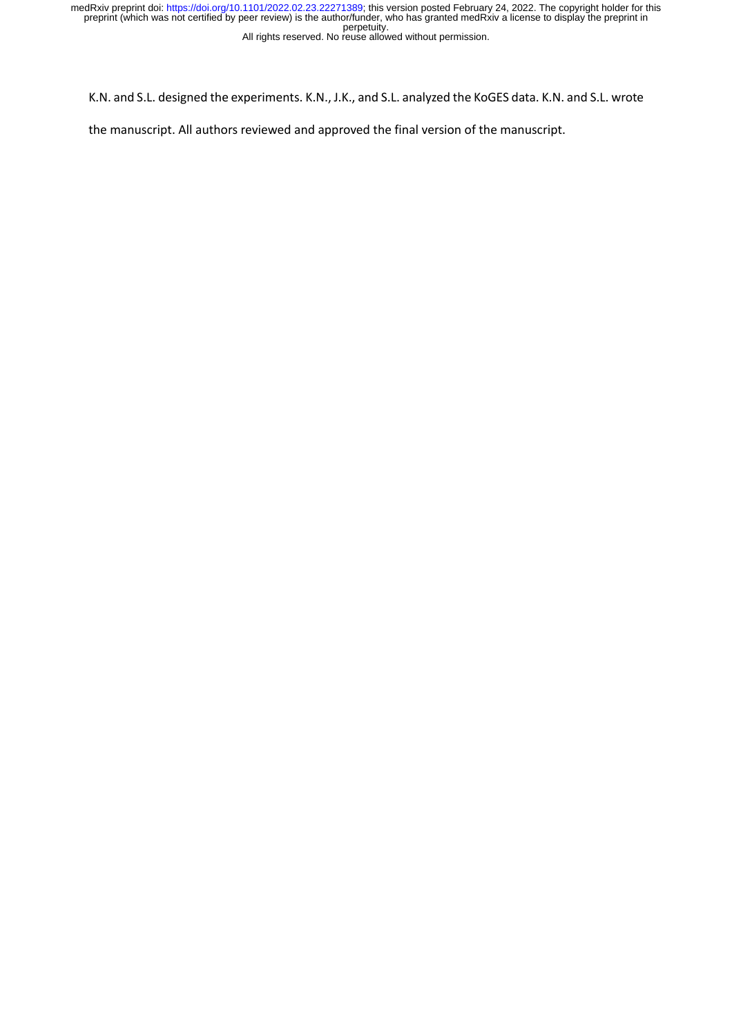K.N. and S.L. designed the experiments. K.N., J.K., and S.L. analyzed the KoGES data. K.N. and S.L. wrote the manuscript. All authors reviewed and approved the final version of the manuscript.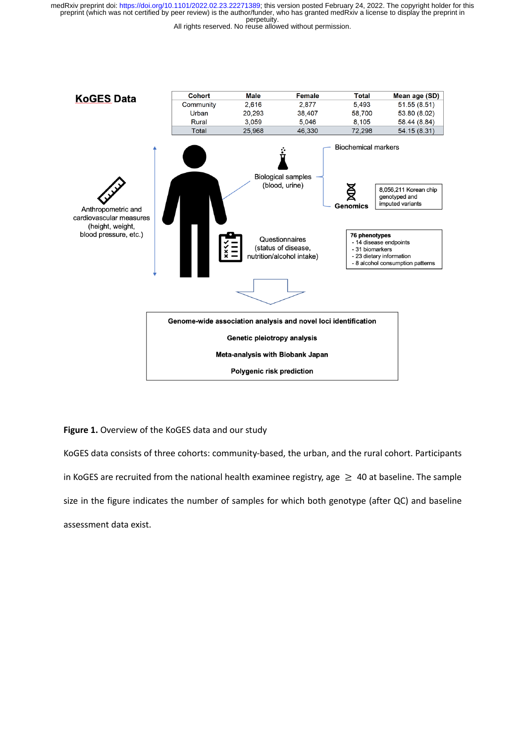**KoGES Data**

| Cohort | Male | Female | Total | Mean age (SD) |
|---|---|---|---|---|
| Community | 2,616 | 2,877 | 5,493 | 51.55 (8.51) |
| Urban | 20,293 | 38,407 | 58,700 | 53.80 (8.02) |
| Rural | 3,059 | 5,046 | 8,105 | 58.44 (8.84) |
| Total | 25,968 | 46,330 | 72,298 | 54.15 (8.31) |

Anthropometric and cardiovascular measures (height, weight, blood pressure, etc.)

Biological samples (blood, urine)

Biochemical markers

Genomics

8,056,211 Korean chip genotyped and imputed variants

Questionnaires (status of disease, nutrition/alcohol intake)

76 phenotypes
- 14 disease endpoints
- 31 biomarkers
- 23 dietary information
- 8 alcohol consumption patterns

Genome-wide association analysis and novel loci identification

Genetic pleiotropy analysis

Meta-analysis with Biobank Japan

Polygenic risk prediction

**Figure 1.** Overview of the KoGES data and our study

KoGES data consists of three cohorts: community-based, the urban, and the rural cohort. Participants in KoGES are recruited from the national health examinee registry, age $\geq$ 40 at baseline. The sample size in the figure indicates the number of samples for which both genotype (after QC) and baseline assessment data exist.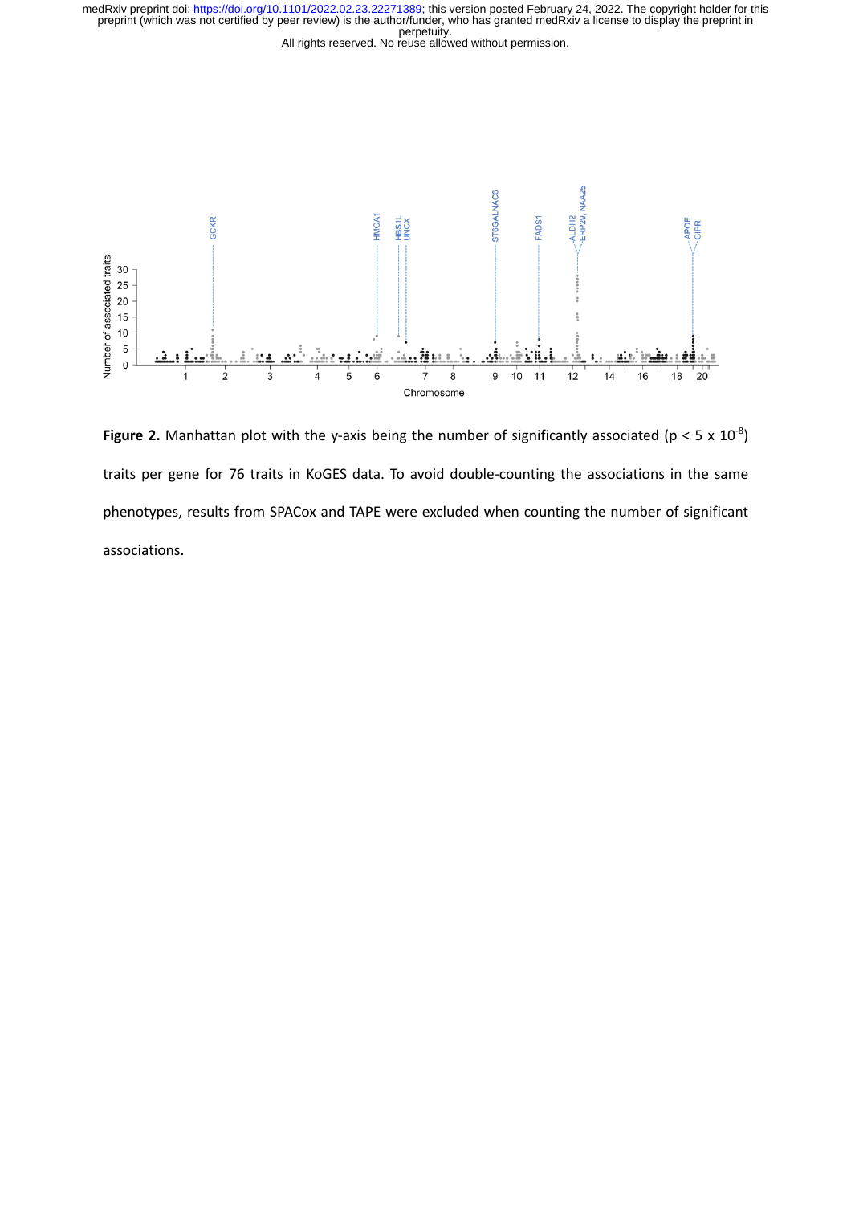GCKR

HMGA1

HBS1L
UNCX

ST6GALNAC6

FADS1

ALDH2
ERP29, NAA25

APOE
GIPR

Number of associated traits

30
25
20
15
10
5
0

1 2 3 4 5 6 7 8 9 10 11 12 14 16 18 20

Chromosome

**Figure 2.** Manhattan plot with the y-axis being the number of significantly associated ($p < 5 \times 10^{-8}$) traits per gene for 76 traits in KoGES data. To avoid double-counting the associations in the same phenotypes, results from SPACox and TAPE were excluded when counting the number of significant associations.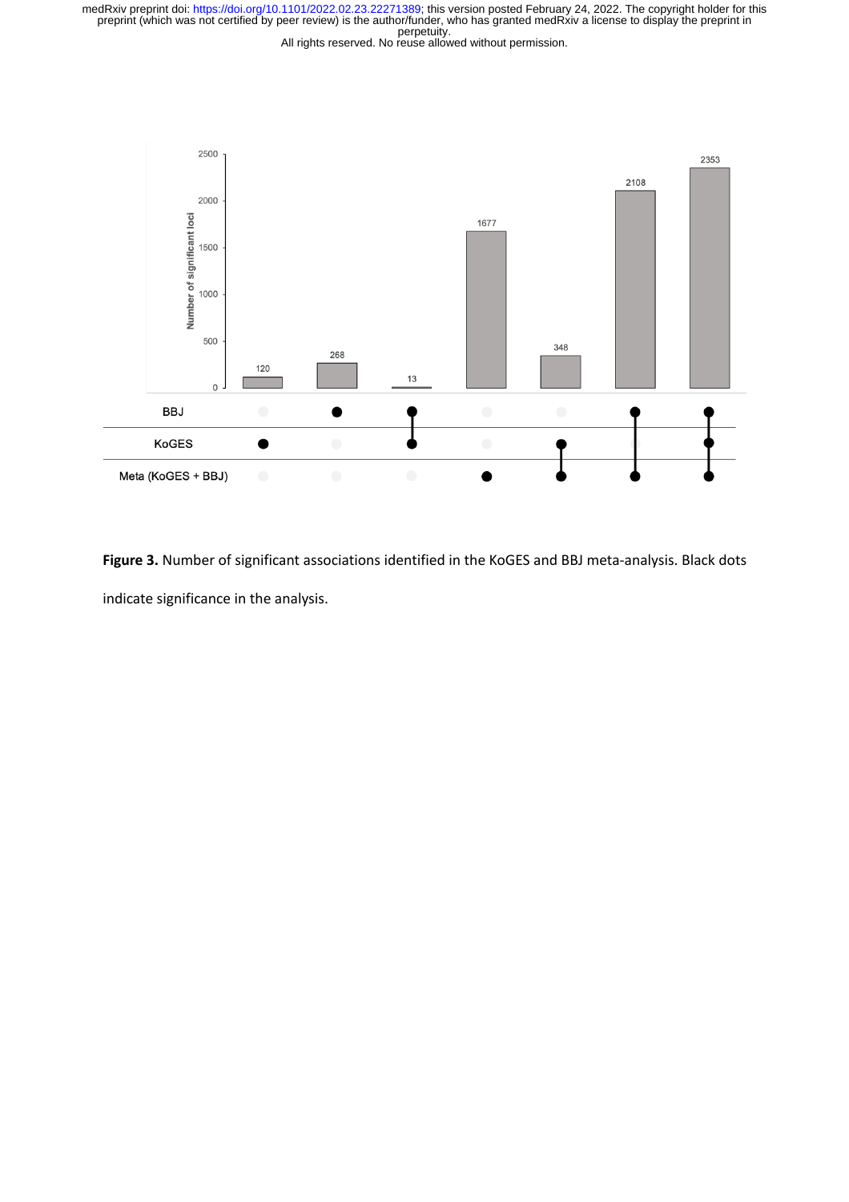2500

2000

1500

1000

500

0

Number of significant loci

120

268

13

1677

348

2108

2353

BBJ

KoGES

Meta (KoGES + BBJ)

**Figure 3.** Number of significant associations identified in the KoGES and BBJ meta-analysis. Black dots indicate significance in the analysis.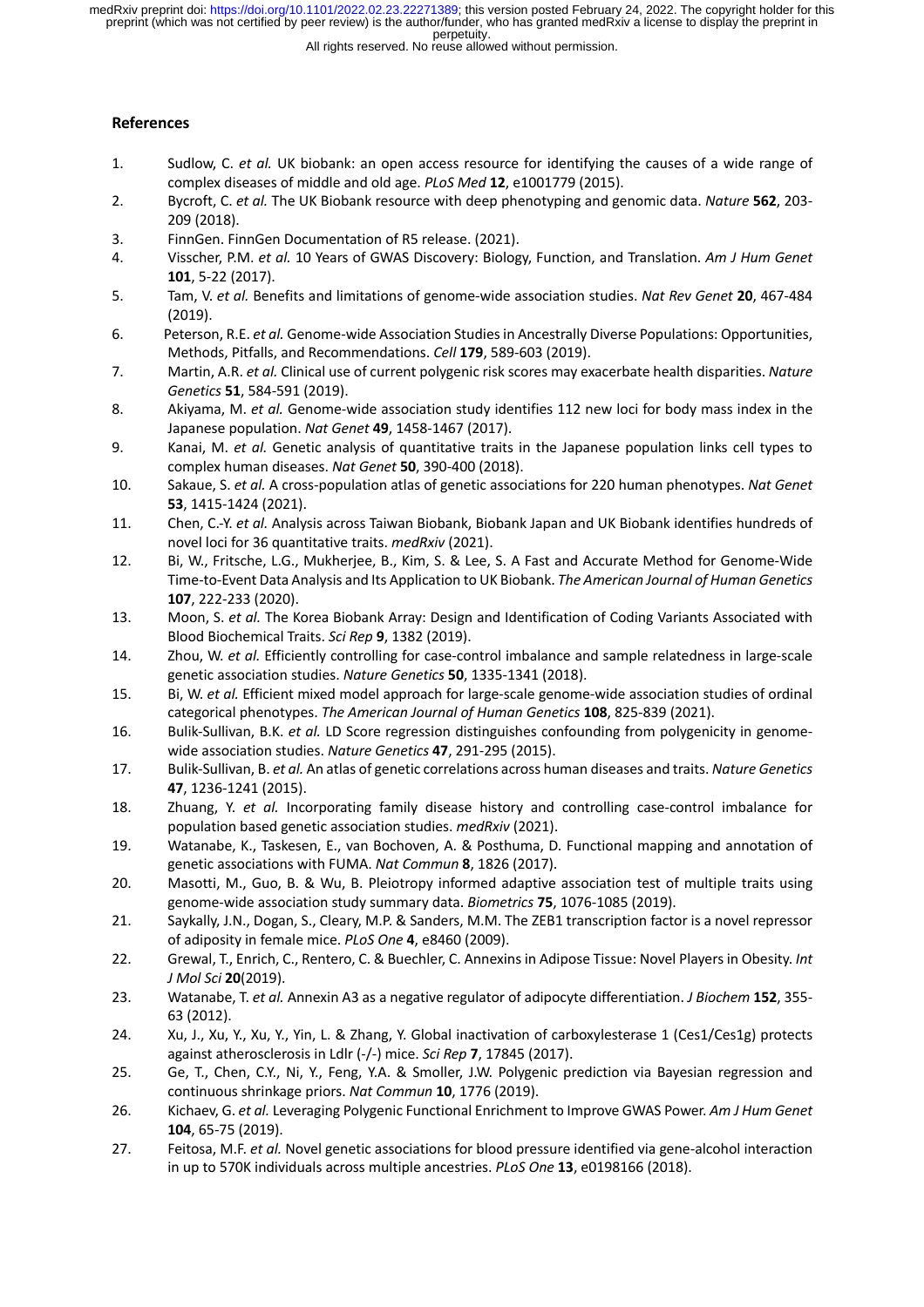## References

1. Sudlow, C. *et al.* UK biobank: an open access resource for identifying the causes of a wide range of complex diseases of middle and old age. *PLoS Med* **12**, e1001779 (2015).
2. Bycroft, C. *et al.* The UK Biobank resource with deep phenotyping and genomic data. *Nature* **562**, 203-209 (2018).
3. FinnGen. FinnGen Documentation of R5 release. (2021).
4. Visscher, P.M. *et al.* 10 Years of GWAS Discovery: Biology, Function, and Translation. *Am J Hum Genet* **101**, 5-22 (2017).
5. Tam, V. *et al.* Benefits and limitations of genome-wide association studies. *Nat Rev Genet* **20**, 467-484 (2019).
6. Peterson, R.E. *et al.* Genome-wide Association Studies in Ancestrally Diverse Populations: Opportunities, Methods, Pitfalls, and Recommendations. *Cell* **179**, 589-603 (2019).
7. Martin, A.R. *et al.* Clinical use of current polygenic risk scores may exacerbate health disparities. *Nature Genetics* **51**, 584-591 (2019).
8. Akiyama, M. *et al.* Genome-wide association study identifies 112 new loci for body mass index in the Japanese population. *Nat Genet* **49**, 1458-1467 (2017).
9. Kanai, M. *et al.* Genetic analysis of quantitative traits in the Japanese population links cell types to complex human diseases. *Nat Genet* **50**, 390-400 (2018).
10. Sakaue, S. *et al.* A cross-population atlas of genetic associations for 220 human phenotypes. *Nat Genet* **53**, 1415-1424 (2021).
11. Chen, C.-Y. *et al.* Analysis across Taiwan Biobank, Biobank Japan and UK Biobank identifies hundreds of novel loci for 36 quantitative traits. *medRxiv* (2021).
12. Bi, W., Fritsche, L.G., Mukherjee, B., Kim, S. & Lee, S. A Fast and Accurate Method for Genome-Wide Time-to-Event Data Analysis and Its Application to UK Biobank. *The American Journal of Human Genetics* **107**, 222-233 (2020).
13. Moon, S. *et al.* The Korea Biobank Array: Design and Identification of Coding Variants Associated with Blood Biochemical Traits. *Sci Rep* **9**, 1382 (2019).
14. Zhou, W. *et al.* Efficiently controlling for case-control imbalance and sample relatedness in large-scale genetic association studies. *Nature Genetics* **50**, 1335-1341 (2018).
15. Bi, W. *et al.* Efficient mixed model approach for large-scale genome-wide association studies of ordinal categorical phenotypes. *The American Journal of Human Genetics* **108**, 825-839 (2021).
16. Bulik-Sullivan, B.K. *et al.* LD Score regression distinguishes confounding from polygenicity in genome-wide association studies. *Nature Genetics* **47**, 291-295 (2015).
17. Bulik-Sullivan, B. *et al.* An atlas of genetic correlations across human diseases and traits. *Nature Genetics* **47**, 1236-1241 (2015).
18. Zhuang, Y. *et al.* Incorporating family disease history and controlling case-control imbalance for population based genetic association studies. *medRxiv* (2021).
19. Watanabe, K., Taskesen, E., van Bochoven, A. & Posthuma, D. Functional mapping and annotation of genetic associations with FUMA. *Nat Commun* **8**, 1826 (2017).
20. Masotti, M., Guo, B. & Wu, B. Pleiotropy informed adaptive association test of multiple traits using genome-wide association study summary data. *Biometrics* **75**, 1076-1085 (2019).
21. Saykally, J.N., Dogan, S., Cleary, M.P. & Sanders, M.M. The ZEB1 transcription factor is a novel repressor of adiposity in female mice. *PLoS One* **4**, e8460 (2009).
22. Grewal, T., Enrich, C., Rentero, C. & Buechler, C. Annexins in Adipose Tissue: Novel Players in Obesity. *Int J Mol Sci* **20**(2019).
23. Watanabe, T. *et al.* Annexin A3 as a negative regulator of adipocyte differentiation. *J Biochem* **152**, 355-63 (2012).
24. Xu, J., Xu, Y., Xu, Y., Yin, L. & Zhang, Y. Global inactivation of carboxylesterase 1 (Ces1/Ces1g) protects against atherosclerosis in Ldlr (-/-) mice. *Sci Rep* **7**, 17845 (2017).
25. Ge, T., Chen, C.Y., Ni, Y., Feng, Y.A. & Smoller, J.W. Polygenic prediction via Bayesian regression and continuous shrinkage priors. *Nat Commun* **10**, 1776 (2019).
26. Kichaev, G. *et al.* Leveraging Polygenic Functional Enrichment to Improve GWAS Power. *Am J Hum Genet* **104**, 65-75 (2019).
27. Feitosa, M.F. *et al.* Novel genetic associations for blood pressure identified via gene-alcohol interaction in up to 570K individuals across multiple ancestries. *PLoS One* **13**, e0198166 (2018).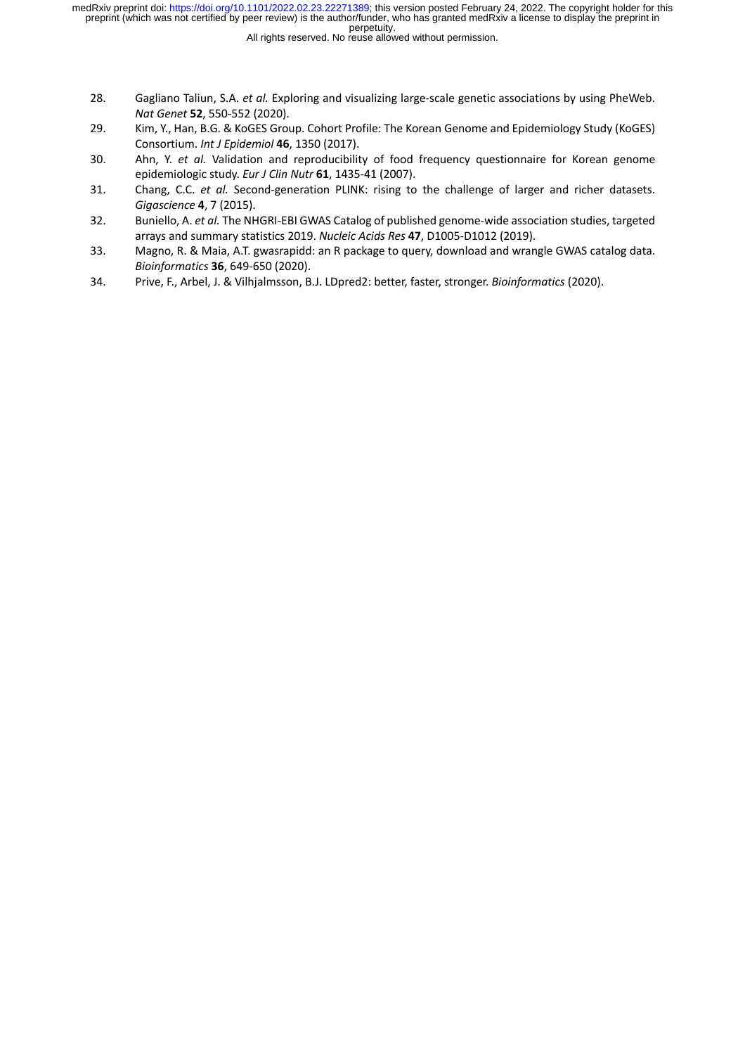28. Gagliano Taliun, S.A. *et al.* Exploring and visualizing large-scale genetic associations by using PheWeb. *Nat Genet* **52**, 550-552 (2020).
29. Kim, Y., Han, B.G. & KoGES Group. Cohort Profile: The Korean Genome and Epidemiology Study (KoGES) Consortium. *Int J Epidemiol* **46**, 1350 (2017).
30. Ahn, Y. *et al.* Validation and reproducibility of food frequency questionnaire for Korean genome epidemiologic study. *Eur J Clin Nutr* **61**, 1435-41 (2007).
31. Chang, C.C. *et al.* Second-generation PLINK: rising to the challenge of larger and richer datasets. *Gigascience* **4**, 7 (2015).
32. Buniello, A. *et al.* The NHGRI-EBI GWAS Catalog of published genome-wide association studies, targeted arrays and summary statistics 2019. *Nucleic Acids Res* **47**, D1005-D1012 (2019).
33. Magno, R. & Maia, A.T. gwasrapidd: an R package to query, download and wrangle GWAS catalog data. *Bioinformatics* **36**, 649-650 (2020).
34. Prive, F., Arbel, J. & Vilhjalmsson, B.J. LDpred2: better, faster, stronger. *Bioinformatics* (2020).